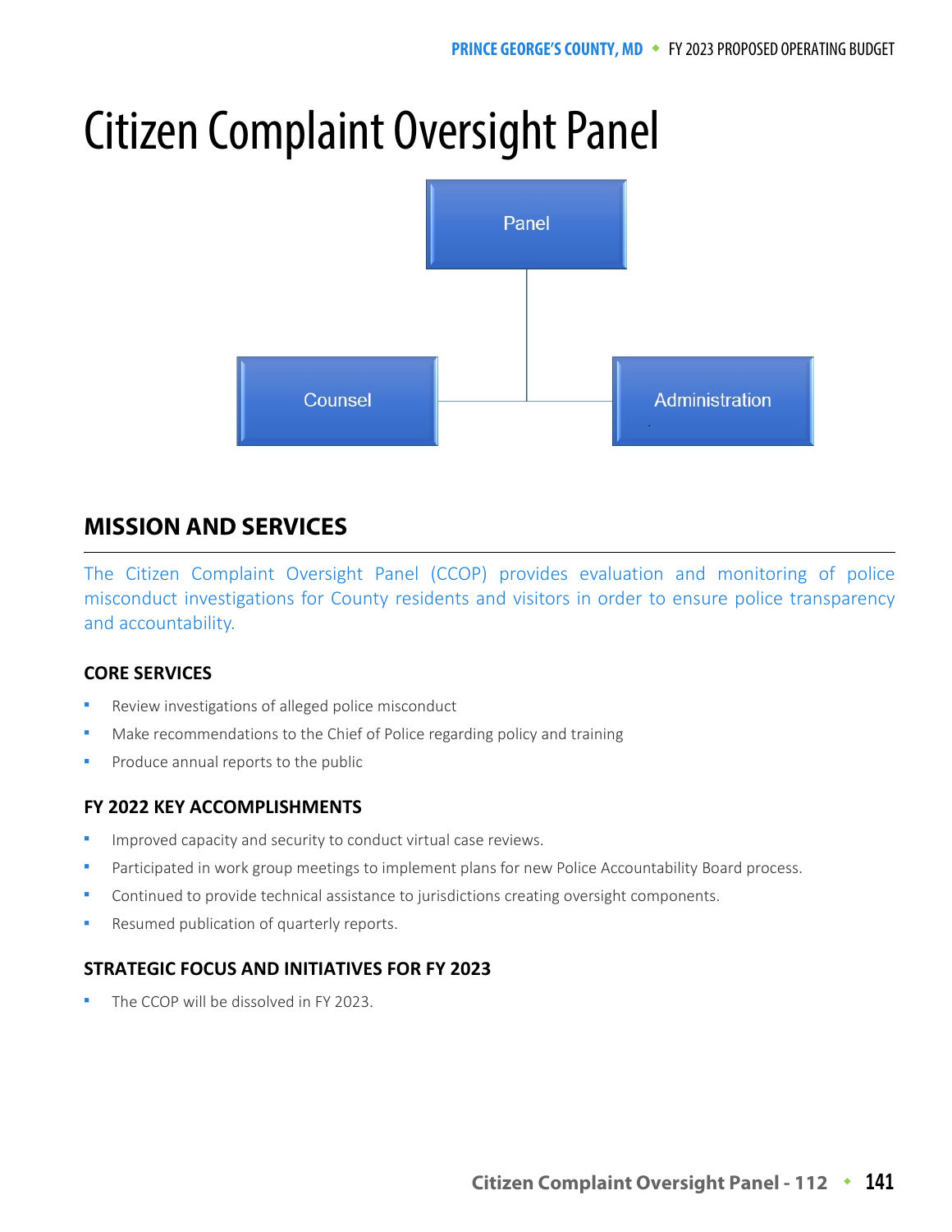# Citizen Complaint Oversight Panel

Panel

Counsel

Administration

## MISSION AND SERVICES

The Citizen Complaint Oversight Panel (CCOP) provides evaluation and monitoring of police misconduct investigations for County residents and visitors in order to ensure police transparency and accountability.

### CORE SERVICES

- Review investigations of alleged police misconduct
- Make recommendations to the Chief of Police regarding policy and training
- Produce annual reports to the public

### FY 2022 KEY ACCOMPLISHMENTS

- Improved capacity and security to conduct virtual case reviews.
- Participated in work group meetings to implement plans for new Police Accountability Board process.
- Continued to provide technical assistance to jurisdictions creating oversight components.
- Resumed publication of quarterly reports.

### STRATEGIC FOCUS AND INITIATIVES FOR FY 2023

- The CCOP will be dissolved in FY 2023.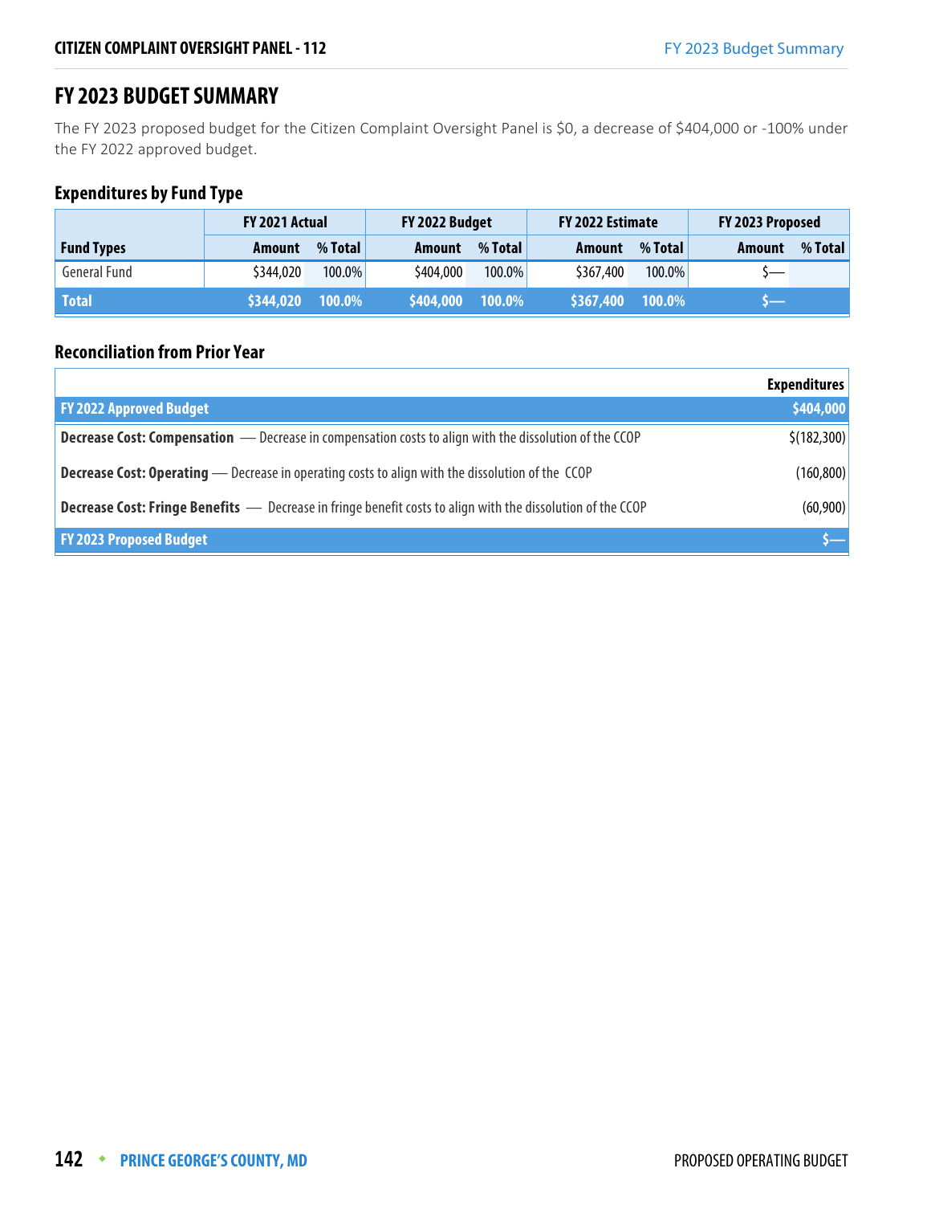## FY 2023 BUDGET SUMMARY

The FY 2023 proposed budget for the Citizen Complaint Oversight Panel is $0, a decrease of $404,000 or -100% under the FY 2022 approved budget.

### Expenditures by Fund Type

| | FY 2021 Actual | | FY 2022 Budget | | FY 2022 Estimate | | FY 2023 Proposed | |
|---|---|---|---|---|---|---|---|---|
| **Fund Types** | **Amount** | **% Total** | **Amount** | **% Total** | **Amount** | **% Total** | **Amount** | **% Total** |
| General Fund | $344,020 | 100.0% | $404,000 | 100.0% | $367,400 | 100.0% | $— | |
| **Total** | **$344,020** | **100.0%** | **$404,000** | **100.0%** | **$367,400** | **100.0%** | **$—** | |

### Reconciliation from Prior Year

| | Expenditures |
|---|---|
| **FY 2022 Approved Budget** | **$404,000** |
| **Decrease Cost: Compensation** — Decrease in compensation costs to align with the dissolution of the CCOP | $(182,300) |
| **Decrease Cost: Operating** — Decrease in operating costs to align with the dissolution of the CCOP | (160,800) |
| **Decrease Cost: Fringe Benefits** — Decrease in fringe benefit costs to align with the dissolution of the CCOP | (60,900) |
| **FY 2023 Proposed Budget** | **$—** |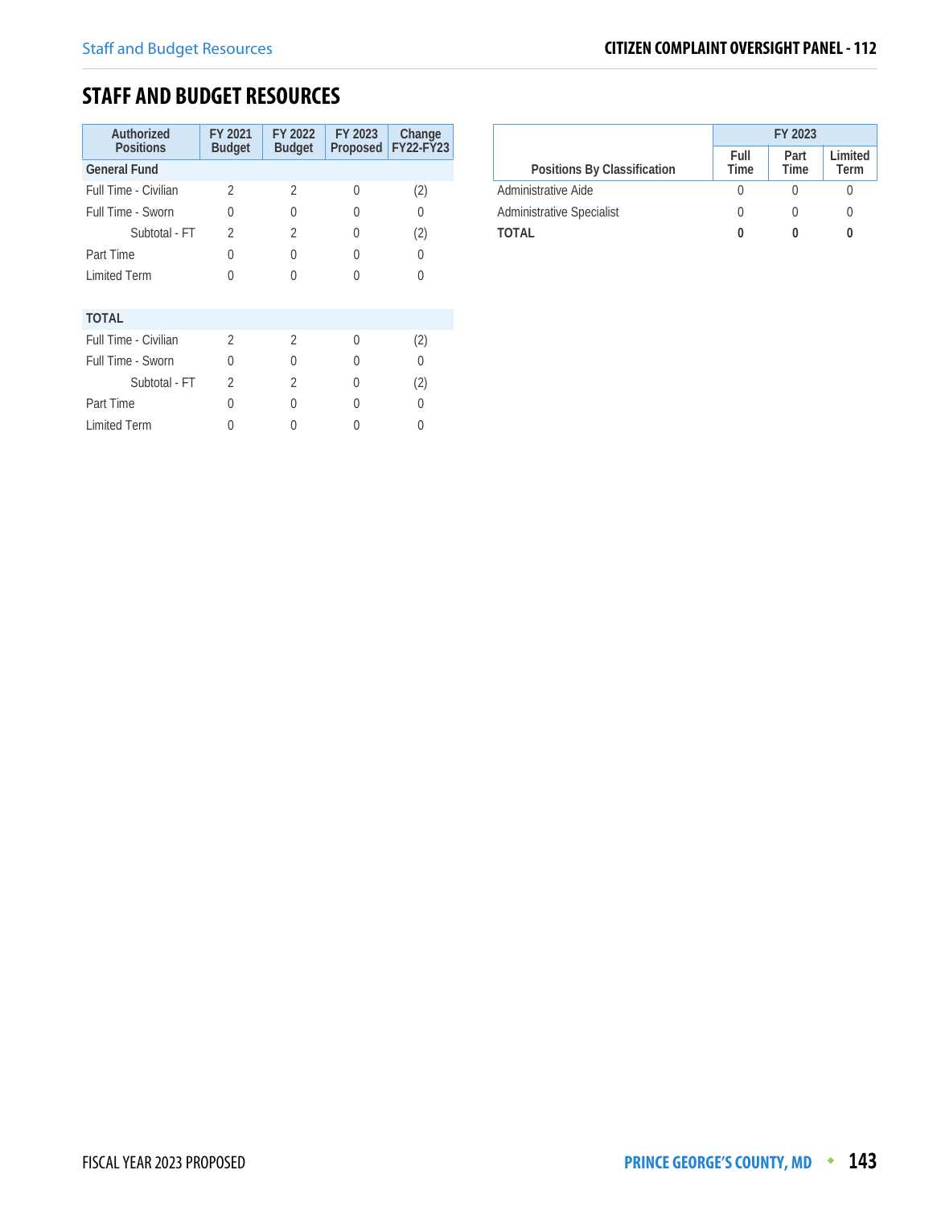## STAFF AND BUDGET RESOURCES

| Authorized Positions | FY 2021 Budget | FY 2022 Budget | FY 2023 Proposed | Change FY22-FY23 |
|---|---|---|---|---|
| **General Fund** | | | | |
| Full Time - Civilian | 2 | 2 | 0 | (2) |
| Full Time - Sworn | 0 | 0 | 0 | 0 |
| Subtotal - FT | 2 | 2 | 0 | (2) |
| Part Time | 0 | 0 | 0 | 0 |
| Limited Term | 0 | 0 | 0 | 0 |
| | | | | |
| **TOTAL** | | | | |
| Full Time - Civilian | 2 | 2 | 0 | (2) |
| Full Time - Sworn | 0 | 0 | 0 | 0 |
| Subtotal - FT | 2 | 2 | 0 | (2) |
| Part Time | 0 | 0 | 0 | 0 |
| Limited Term | 0 | 0 | 0 | 0 |

| | FY 2023 | | |
|---|---|---|---|
| Positions By Classification | Full Time | Part Time | Limited Term |
| Administrative Aide | 0 | 0 | 0 |
| Administrative Specialist | 0 | 0 | 0 |
| **TOTAL** | **0** | **0** | **0** |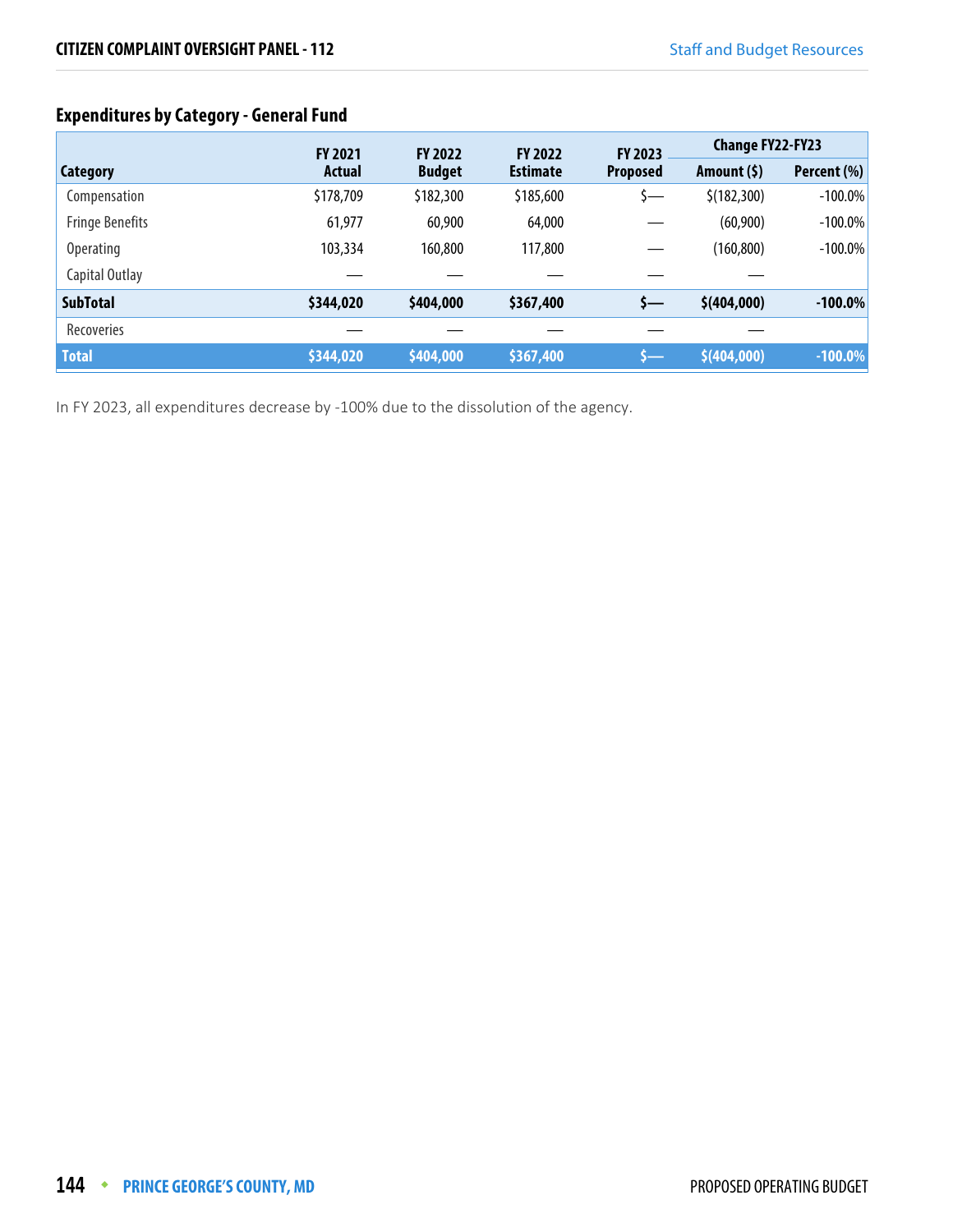## Expenditures by Category - General Fund

| Category | FY 2021 Actual | FY 2022 Budget | FY 2022 Estimate | FY 2023 Proposed | Change FY22-FY23 | |
|---|---|---|---|---|---|---|
| | | | | | Amount ($) | Percent (%) |
| Compensation | $178,709 | $182,300 | $185,600 | $— | $(182,300) | -100.0% |
| Fringe Benefits | 61,977 | 60,900 | 64,000 | — | (60,900) | -100.0% |
| Operating | 103,334 | 160,800 | 117,800 | — | (160,800) | -100.0% |
| Capital Outlay | — | — | — | — | — | |
| **SubTotal** | **$344,020** | **$404,000** | **$367,400** | **$—** | **$(404,000)** | **-100.0%** |
| Recoveries | — | — | — | — | — | |
| **Total** | **$344,020** | **$404,000** | **$367,400** | **$—** | **$(404,000)** | **-100.0%** |

In FY 2023, all expenditures decrease by -100% due to the dissolution of the agency.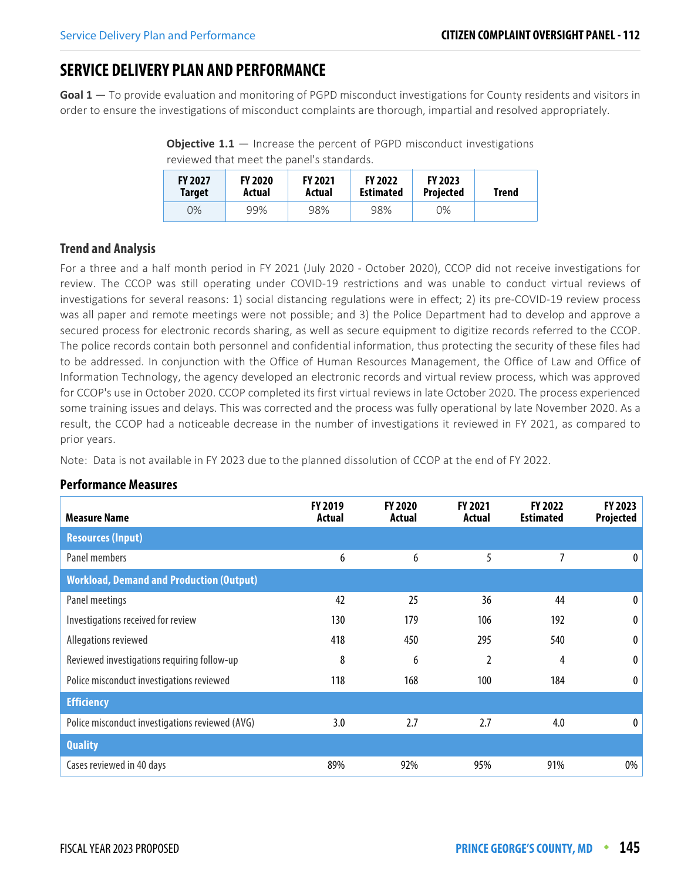# SERVICE DELIVERY PLAN AND PERFORMANCE

**Goal 1** — To provide evaluation and monitoring of PGPD misconduct investigations for County residents and visitors in order to ensure the investigations of misconduct complaints are thorough, impartial and resolved appropriately.

**Objective 1.1** — Increase the percent of PGPD misconduct investigations reviewed that meet the panel's standards.

| FY 2027 Target | FY 2020 Actual | FY 2021 Actual | FY 2022 Estimated | FY 2023 Projected | Trend |
|---|---|---|---|---|---|
| 0% | 99% | 98% | 98% | 0% | |

## Trend and Analysis

For a three and a half month period in FY 2021 (July 2020 - October 2020), CCOP did not receive investigations for review. The CCOP was still operating under COVID-19 restrictions and was unable to conduct virtual reviews of investigations for several reasons: 1) social distancing regulations were in effect; 2) its pre-COVID-19 review process was all paper and remote meetings were not possible; and 3) the Police Department had to develop and approve a secured process for electronic records sharing, as well as secure equipment to digitize records referred to the CCOP. The police records contain both personnel and confidential information, thus protecting the security of these files had to be addressed. In conjunction with the Office of Human Resources Management, the Office of Law and Office of Information Technology, the agency developed an electronic records and virtual review process, which was approved for CCOP's use in October 2020. CCOP completed its first virtual reviews in late October 2020. The process experienced some training issues and delays. This was corrected and the process was fully operational by late November 2020. As a result, the CCOP had a noticeable decrease in the number of investigations it reviewed in FY 2021, as compared to prior years.

Note: Data is not available in FY 2023 due to the planned dissolution of CCOP at the end of FY 2022.

## Performance Measures

| Measure Name | FY 2019 Actual | FY 2020 Actual | FY 2021 Actual | FY 2022 Estimated | FY 2023 Projected |
|---|---|---|---|---|---|
| **Resources (Input)** | | | | | |
| Panel members | 6 | 6 | 5 | 7 | 0 |
| **Workload, Demand and Production (Output)** | | | | | |
| Panel meetings | 42 | 25 | 36 | 44 | 0 |
| Investigations received for review | 130 | 179 | 106 | 192 | 0 |
| Allegations reviewed | 418 | 450 | 295 | 540 | 0 |
| Reviewed investigations requiring follow-up | 8 | 6 | 2 | 4 | 0 |
| Police misconduct investigations reviewed | 118 | 168 | 100 | 184 | 0 |
| **Efficiency** | | | | | |
| Police misconduct investigations reviewed (AVG) | 3.0 | 2.7 | 2.7 | 4.0 | 0 |
| **Quality** | | | | | |
| Cases reviewed in 40 days | 89% | 92% | 95% | 91% | 0% |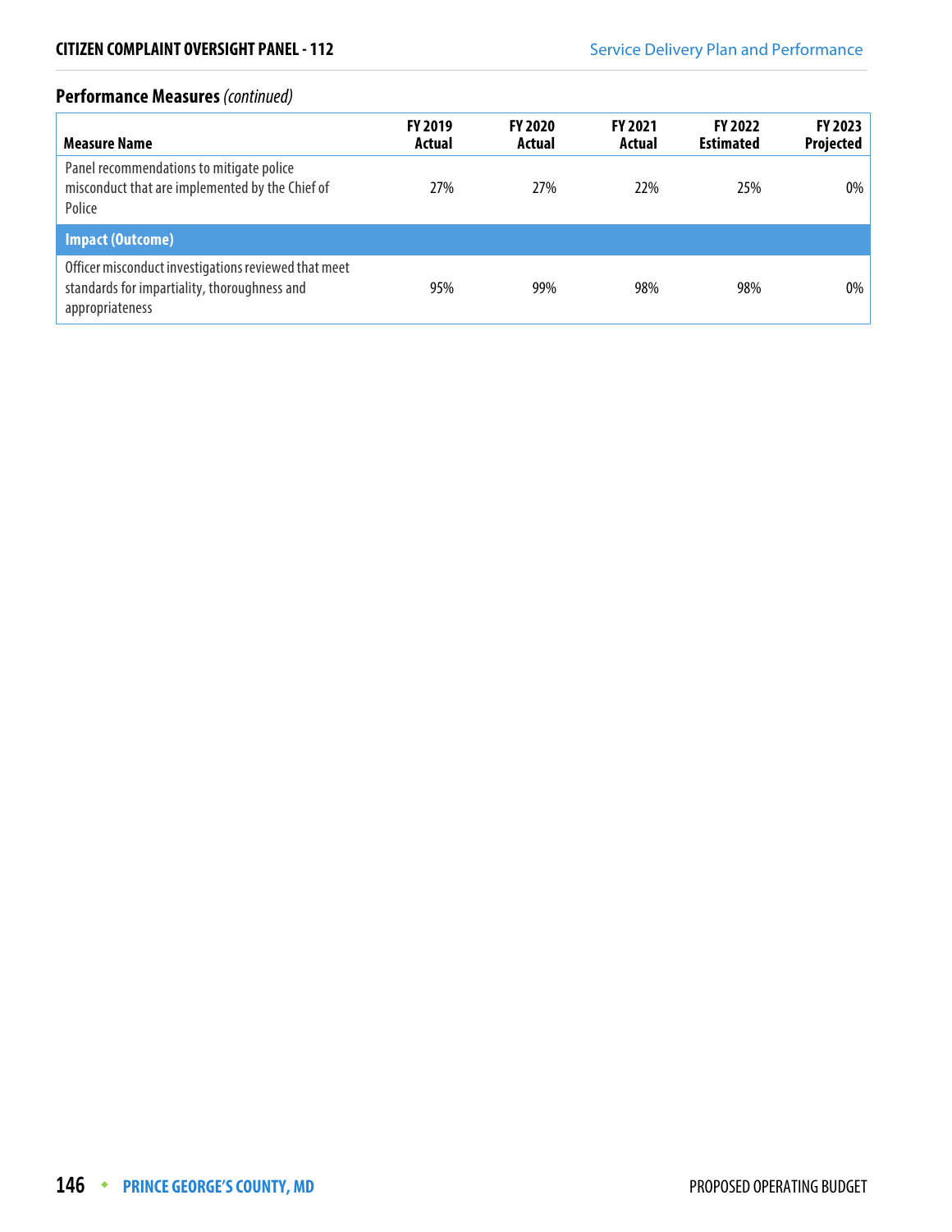## Performance Measures *(continued)*

| Measure Name | FY 2019 Actual | FY 2020 Actual | FY 2021 Actual | FY 2022 Estimated | FY 2023 Projected |
|---|---|---|---|---|---|
| Panel recommendations to mitigate police misconduct that are implemented by the Chief of Police | 27% | 27% | 22% | 25% | 0% |
| **Impact (Outcome)** | | | | | |
| Officer misconduct investigations reviewed that meet standards for impartiality, thoroughness and appropriateness | 95% | 99% | 98% | 98% | 0% |